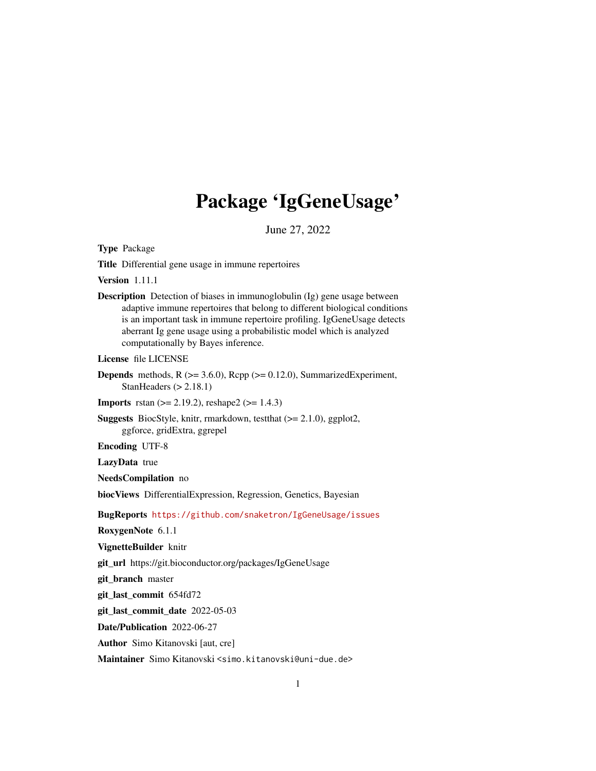# Package 'IgGeneUsage'

June 27, 2022

**Type** Package

**Title** Differential gene usage in immune repertoires

**Version** 1.11.1

**Description** Detection of biases in immunoglobulin (Ig) gene usage between adaptive immune repertoires that belong to different biological conditions is an important task in immune repertoire profiling. IgGeneUsage detects aberrant Ig gene usage using a probabilistic model which is analyzed computationally by Bayes inference.

**License** file LICENSE

**Depends** methods, R (>= 3.6.0), Rcpp (>= 0.12.0), SummarizedExperiment, StanHeaders (> 2.18.1)

**Imports** rstan (>= 2.19.2), reshape2 (>= 1.4.3)

**Suggests** BiocStyle, knitr, rmarkdown, testthat (>= 2.1.0), ggplot2, ggforce, gridExtra, ggrepel

**Encoding** UTF-8

**LazyData** true

**NeedsCompilation** no

**biocViews** DifferentialExpression, Regression, Genetics, Bayesian

**BugReports** https://github.com/snaketron/IgGeneUsage/issues

**RoxygenNote** 6.1.1

**VignetteBuilder** knitr

**git_url** https://git.bioconductor.org/packages/IgGeneUsage

**git_branch** master

**git_last_commit** 654fd72

**git_last_commit_date** 2022-05-03

**Date/Publication** 2022-06-27

**Author** Simo Kitanovski [aut, cre]

**Maintainer** Simo Kitanovski <simo.kitanovski@uni-due.de>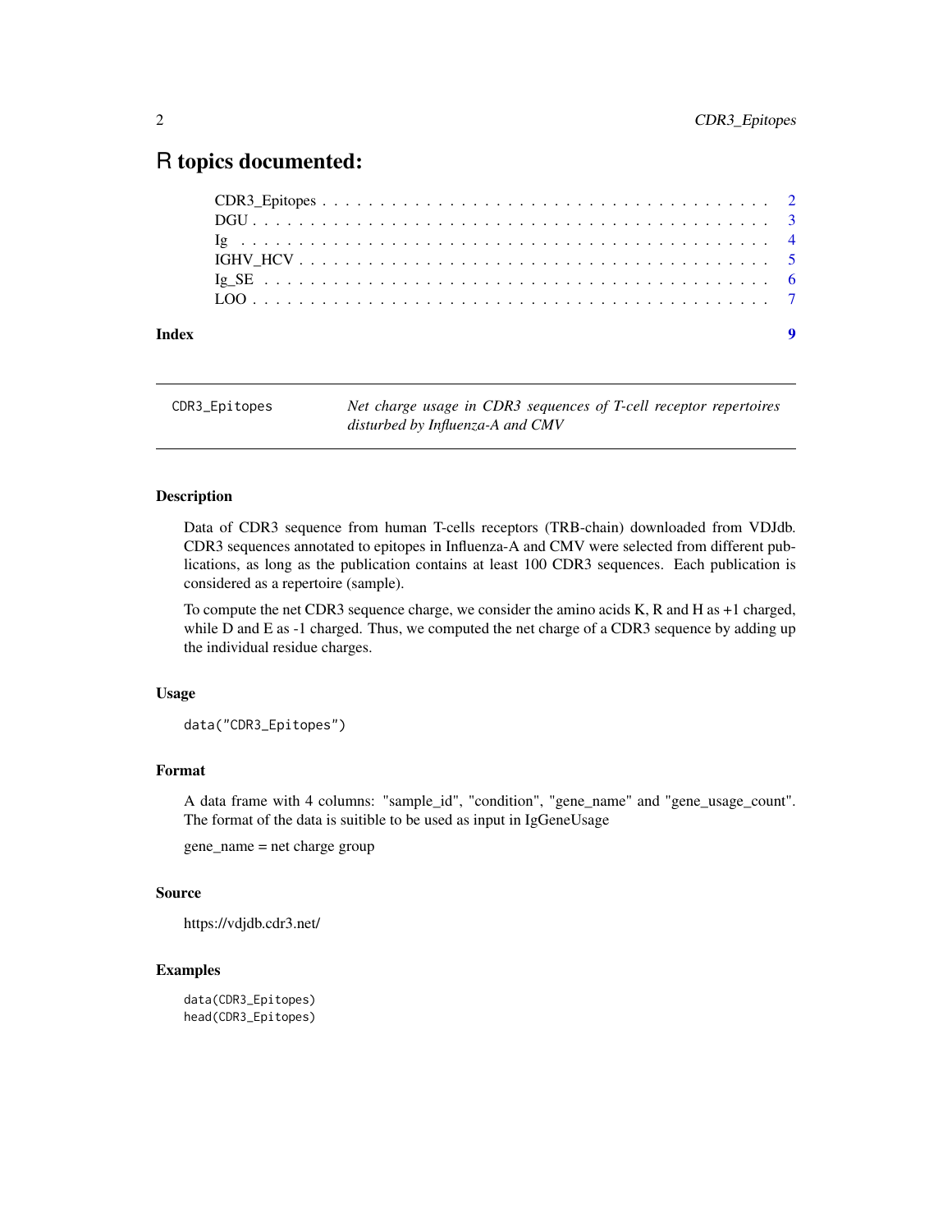# R topics documented:

| | |
|---|---|
| CDR3_Epitopes | 2 |
| DGU | 3 |
| Ig | 4 |
| IGHV_HCV | 5 |
| Ig_SE | 6 |
| LOO | 7 |
| **Index** | **9** |

---

## CDR3_Epitopes — *Net charge usage in CDR3 sequences of T-cell receptor repertoires disturbed by Influenza-A and CMV*

---

### Description

Data of CDR3 sequence from human T-cells receptors (TRB-chain) downloaded from VDJdb. CDR3 sequences annotated to epitopes in Influenza-A and CMV were selected from different publications, as long as the publication contains at least 100 CDR3 sequences. Each publication is considered as a repertoire (sample).

To compute the net CDR3 sequence charge, we consider the amino acids K, R and H as +1 charged, while D and E as -1 charged. Thus, we computed the net charge of a CDR3 sequence by adding up the individual residue charges.

### Usage

```
data("CDR3_Epitopes")
```

### Format

A data frame with 4 columns: "sample_id", "condition", "gene_name" and "gene_usage_count". The format of the data is suitible to be used as input in IgGeneUsage

gene_name = net charge group

### Source

https://vdjdb.cdr3.net/

### Examples

```
data(CDR3_Epitopes)
head(CDR3_Epitopes)
```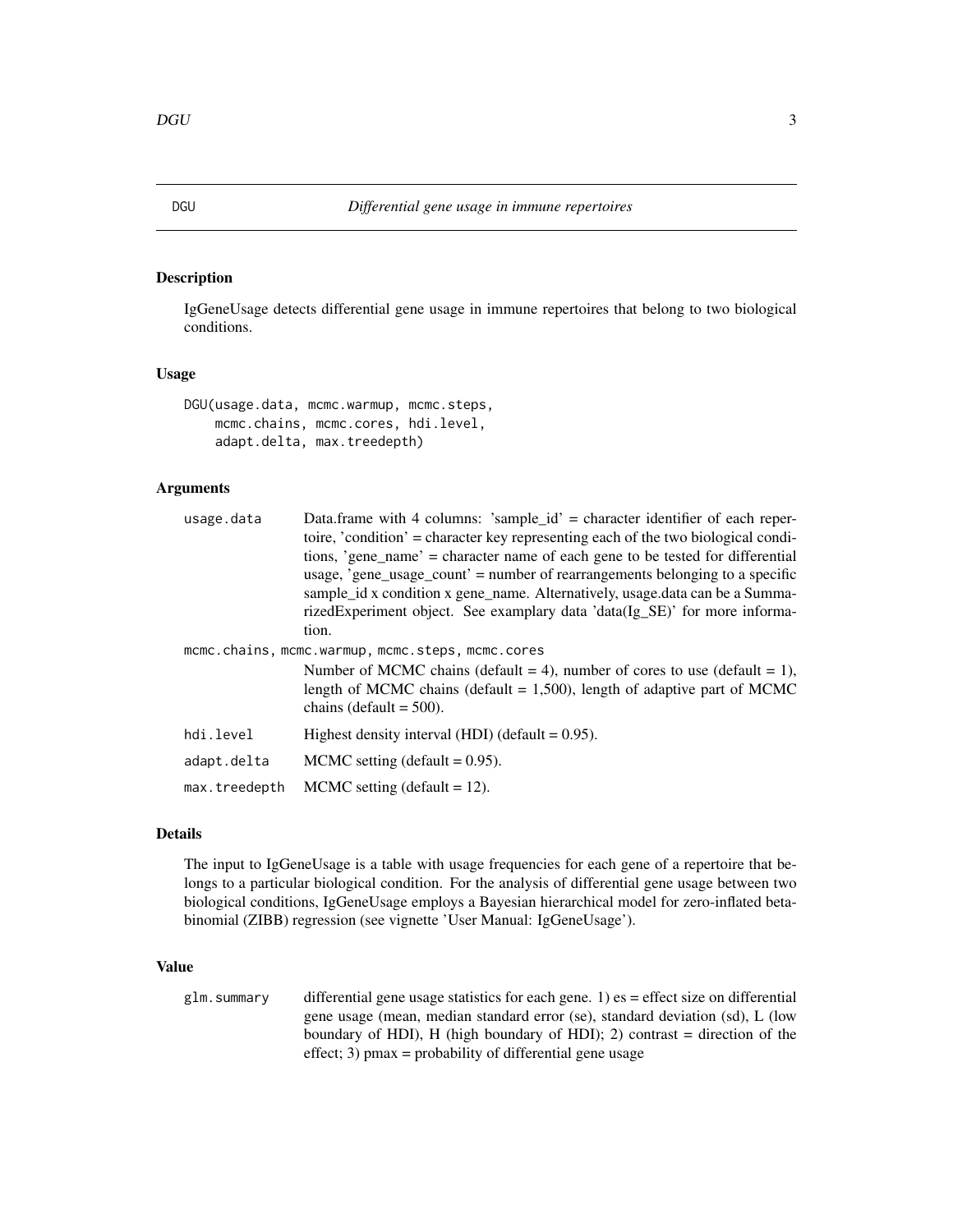# DGU — *Differential gene usage in immune repertoires*

## Description

IgGeneUsage detects differential gene usage in immune repertoires that belong to two biological conditions.

## Usage

```
DGU(usage.data, mcmc.warmup, mcmc.steps,
    mcmc.chains, mcmc.cores, hdi.level,
    adapt.delta, max.treedepth)
```

## Arguments

| Argument | Description |
|---|---|
| `usage.data` | Data.frame with 4 columns: 'sample_id' = character identifier of each repertoire, 'condition' = character key representing each of the two biological conditions, 'gene_name' = character name of each gene to be tested for differential usage, 'gene_usage_count' = number of rearrangements belonging to a specific sample_id x condition x gene_name. Alternatively, usage.data can be a SummarizedExperiment object. See examplary data 'data(Ig_SE)' for more information. |
| `mcmc.chains, mcmc.warmup, mcmc.steps, mcmc.cores` | Number of MCMC chains (default = 4), number of cores to use (default = 1), length of MCMC chains (default = 1,500), length of adaptive part of MCMC chains (default = 500). |
| `hdi.level` | Highest density interval (HDI) (default = 0.95). |
| `adapt.delta` | MCMC setting (default = 0.95). |
| `max.treedepth` | MCMC setting (default = 12). |

## Details

The input to IgGeneUsage is a table with usage frequencies for each gene of a repertoire that belongs to a particular biological condition. For the analysis of differential gene usage between two biological conditions, IgGeneUsage employs a Bayesian hierarchical model for zero-inflated beta-binomial (ZIBB) regression (see vignette 'User Manual: IgGeneUsage').

## Value

| | |
|---|---|
| `glm.summary` | differential gene usage statistics for each gene. 1) es = effect size on differential gene usage (mean, median standard error (se), standard deviation (sd), L (low boundary of HDI), H (high boundary of HDI); 2) contrast = direction of the effect; 3) pmax = probability of differential gene usage |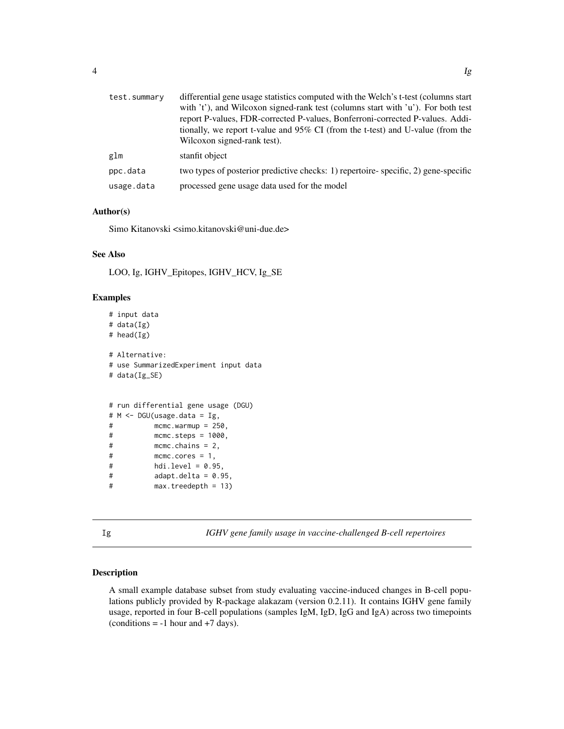| | |
|---|---|
| test.summary | differential gene usage statistics computed with the Welch's t-test (columns start with 't'), and Wilcoxon signed-rank test (columns start with 'u'). For both test report P-values, FDR-corrected P-values, Bonferroni-corrected P-values. Additionally, we report t-value and 95% CI (from the t-test) and U-value (from the Wilcoxon signed-rank test). |
| glm | stanfit object |
| ppc.data | two types of posterior predictive checks: 1) repertoire- specific, 2) gene-specific |
| usage.data | processed gene usage data used for the model |

### Author(s)

Simo Kitanovski <simo.kitanovski@uni-due.de>

### See Also

LOO, Ig, IGHV_Epitopes, IGHV_HCV, Ig_SE

### Examples

```
# input data
# data(Ig)
# head(Ig)

# Alternative:
# use SummarizedExperiment input data
# data(Ig_SE)


# run differential gene usage (DGU)
# M <- DGU(usage.data = Ig,
#          mcmc.warmup = 250,
#          mcmc.steps = 1000,
#          mcmc.chains = 2,
#          mcmc.cores = 1,
#          hdi.level = 0.95,
#          adapt.delta = 0.95,
#          max.treedepth = 13)
```

## Ig *IGHV gene family usage in vaccine-challenged B-cell repertoires*

### Description

A small example database subset from study evaluating vaccine-induced changes in B-cell populations publicly provided by R-package alakazam (version 0.2.11). It contains IGHV gene family usage, reported in four B-cell populations (samples IgM, IgD, IgG and IgA) across two timepoints (conditions = -1 hour and +7 days).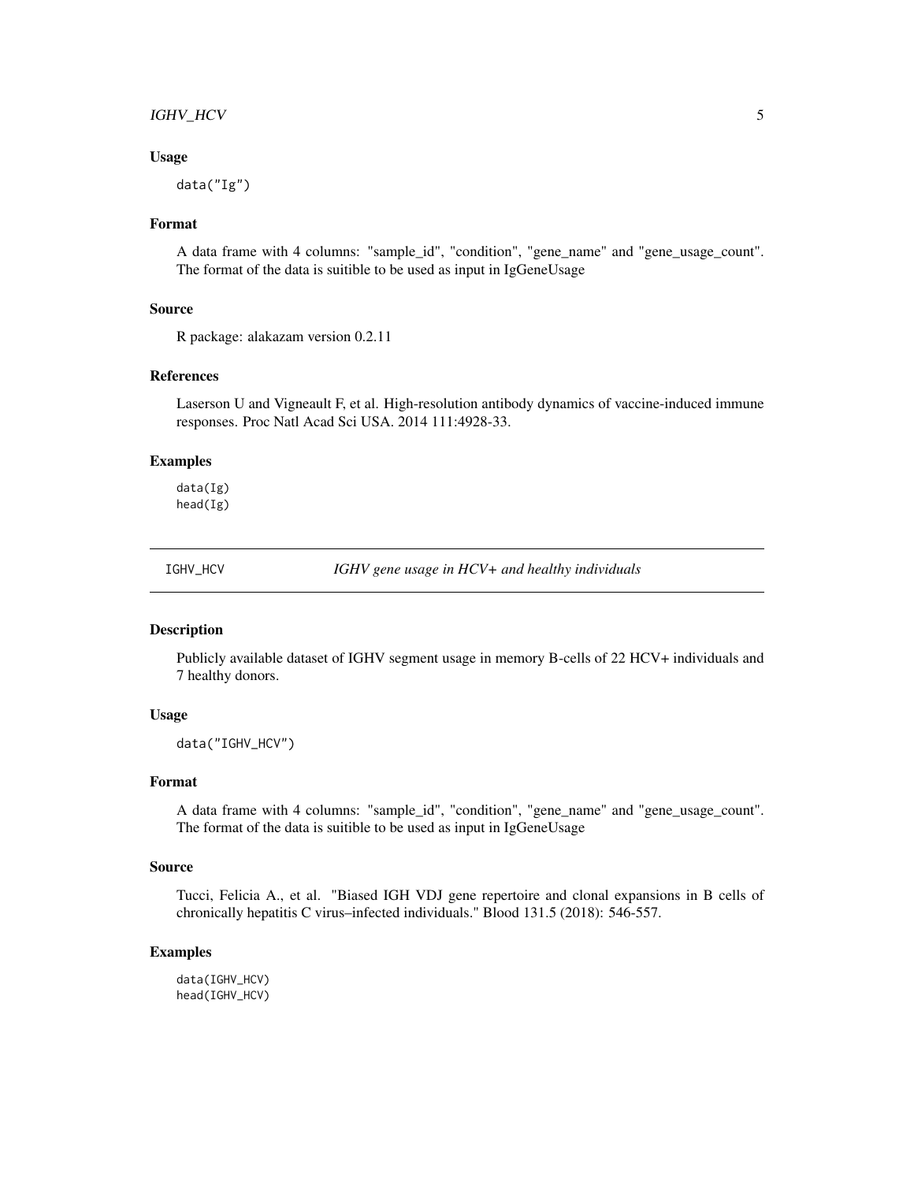### Usage

```
data("Ig")
```

### Format

A data frame with 4 columns: "sample_id", "condition", "gene_name" and "gene_usage_count". The format of the data is suitible to be used as input in IgGeneUsage

### Source

R package: alakazam version 0.2.11

### References

Laserson U and Vigneault F, et al. High-resolution antibody dynamics of vaccine-induced immune responses. Proc Natl Acad Sci USA. 2014 111:4928-33.

### Examples

```
data(Ig)
head(Ig)
```

---

## IGHV_HCV — *IGHV gene usage in HCV+ and healthy individuals*

---

### Description

Publicly available dataset of IGHV segment usage in memory B-cells of 22 HCV+ individuals and 7 healthy donors.

### Usage

```
data("IGHV_HCV")
```

### Format

A data frame with 4 columns: "sample_id", "condition", "gene_name" and "gene_usage_count". The format of the data is suitible to be used as input in IgGeneUsage

### Source

Tucci, Felicia A., et al. "Biased IGH VDJ gene repertoire and clonal expansions in B cells of chronically hepatitis C virus–infected individuals." Blood 131.5 (2018): 546-557.

### Examples

```
data(IGHV_HCV)
head(IGHV_HCV)
```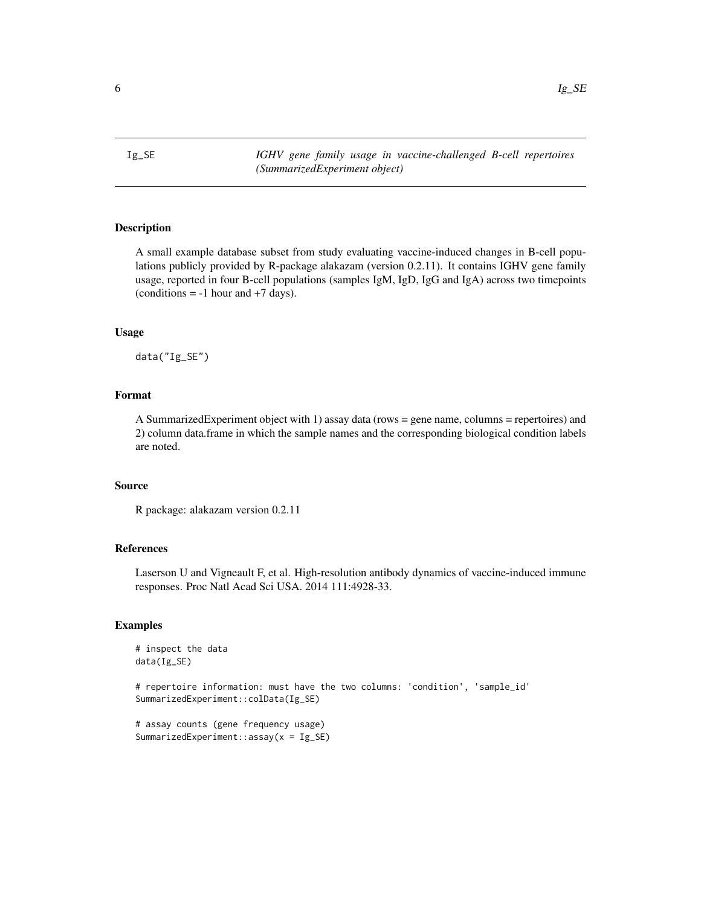Ig_SE *IGHV gene family usage in vaccine-challenged B-cell repertoires (SummarizedExperiment object)*

## Description

A small example database subset from study evaluating vaccine-induced changes in B-cell populations publicly provided by R-package alakazam (version 0.2.11). It contains IGHV gene family usage, reported in four B-cell populations (samples IgM, IgD, IgG and IgA) across two timepoints (conditions = -1 hour and +7 days).

## Usage

```
data("Ig_SE")
```

## Format

A SummarizedExperiment object with 1) assay data (rows = gene name, columns = repertoires) and 2) column data.frame in which the sample names and the corresponding biological condition labels are noted.

## Source

R package: alakazam version 0.2.11

## References

Laserson U and Vigneault F, et al. High-resolution antibody dynamics of vaccine-induced immune responses. Proc Natl Acad Sci USA. 2014 111:4928-33.

## Examples

```
# inspect the data
data(Ig_SE)

# repertoire information: must have the two columns: 'condition', 'sample_id'
SummarizedExperiment::colData(Ig_SE)

# assay counts (gene frequency usage)
SummarizedExperiment::assay(x = Ig_SE)
```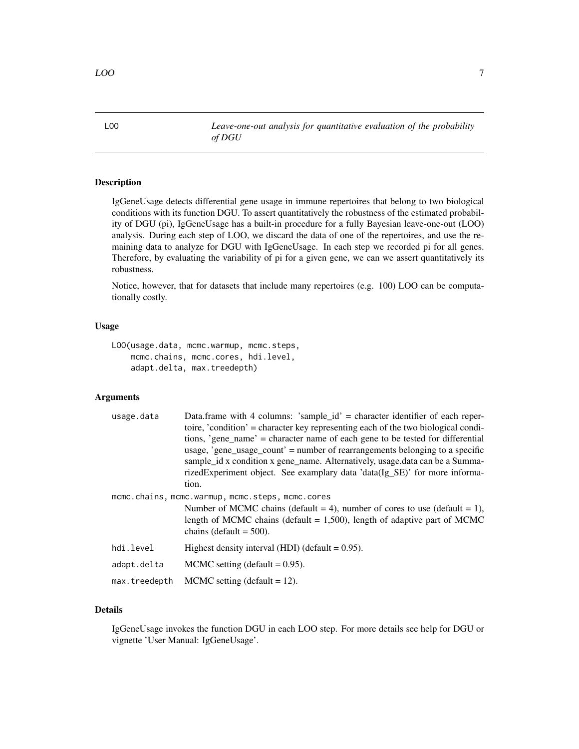## LOO — *Leave-one-out analysis for quantitative evaluation of the probability of DGU*

### Description

IgGeneUsage detects differential gene usage in immune repertoires that belong to two biological conditions with its function DGU. To assert quantitatively the robustness of the estimated probability of DGU (pi), IgGeneUsage has a built-in procedure for a fully Bayesian leave-one-out (LOO) analysis. During each step of LOO, we discard the data of one of the repertoires, and use the remaining data to analyze for DGU with IgGeneUsage. In each step we recorded pi for all genes. Therefore, by evaluating the variability of pi for a given gene, we can we assert quantitatively its robustness.

Notice, however, that for datasets that include many repertoires (e.g. 100) LOO can be computationally costly.

### Usage

```
LOO(usage.data, mcmc.warmup, mcmc.steps,
    mcmc.chains, mcmc.cores, hdi.level,
    adapt.delta, max.treedepth)
```

### Arguments

| Argument | Description |
|---|---|
| `usage.data` | Data.frame with 4 columns: 'sample_id' = character identifier of each repertoire, 'condition' = character key representing each of the two biological conditions, 'gene_name' = character name of each gene to be tested for differential usage, 'gene_usage_count' = number of rearrangements belonging to a specific sample_id x condition x gene_name. Alternatively, usage.data can be a SummarizedExperiment object. See examplary data 'data(Ig_SE)' for more information. |
| `mcmc.chains, mcmc.warmup, mcmc.steps, mcmc.cores` | Number of MCMC chains (default = 4), number of cores to use (default = 1), length of MCMC chains (default = 1,500), length of adaptive part of MCMC chains (default = 500). |
| `hdi.level` | Highest density interval (HDI) (default = 0.95). |
| `adapt.delta` | MCMC setting (default = 0.95). |
| `max.treedepth` | MCMC setting (default = 12). |

### Details

IgGeneUsage invokes the function DGU in each LOO step. For more details see help for DGU or vignette 'User Manual: IgGeneUsage'.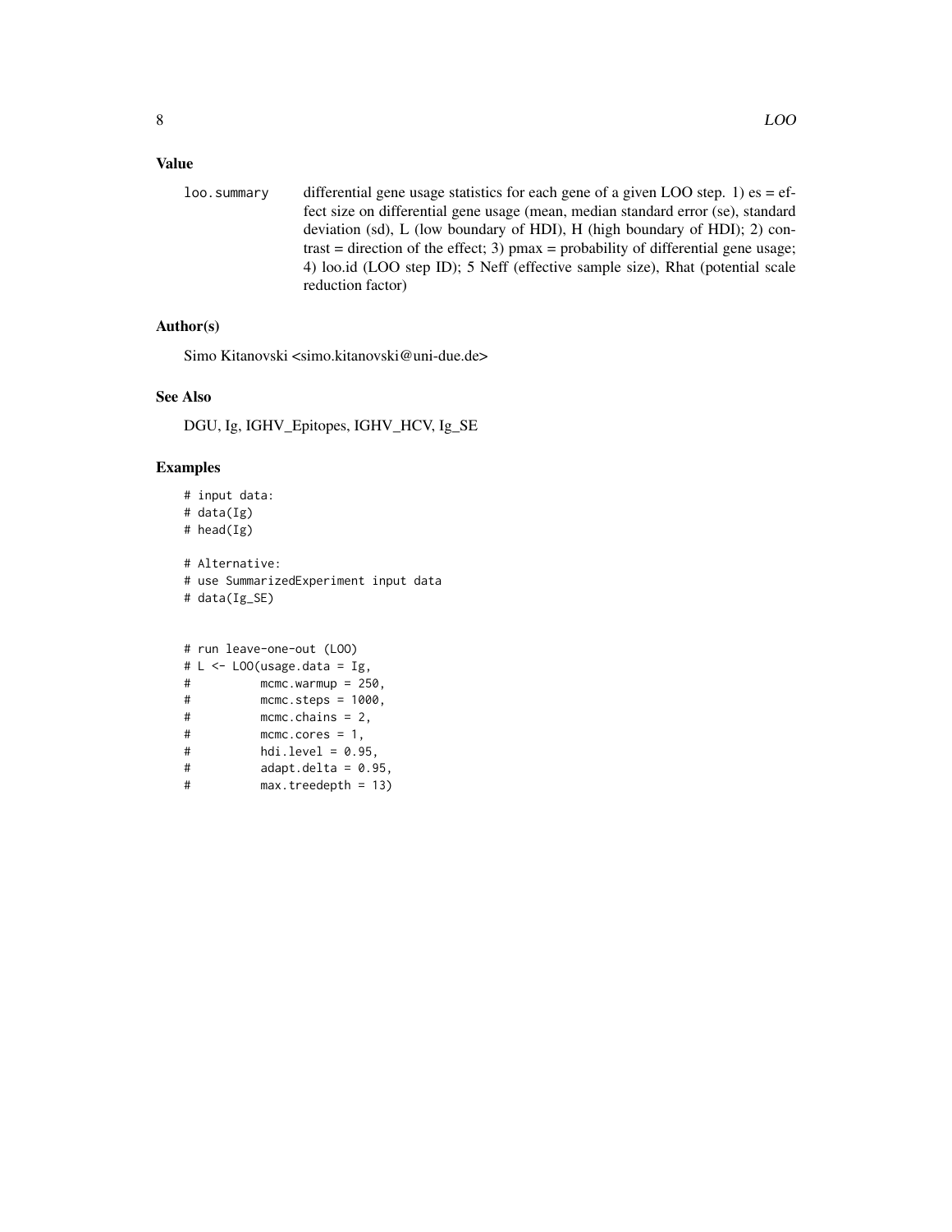## Value

loo.summary — differential gene usage statistics for each gene of a given LOO step. 1) es = effect size on differential gene usage (mean, median standard error (se), standard deviation (sd), L (low boundary of HDI), H (high boundary of HDI); 2) contrast = direction of the effect; 3) pmax = probability of differential gene usage; 4) loo.id (LOO step ID); 5 Neff (effective sample size), Rhat (potential scale reduction factor)

## Author(s)

Simo Kitanovski <simo.kitanovski@uni-due.de>

## See Also

DGU, Ig, IGHV_Epitopes, IGHV_HCV, Ig_SE

## Examples

```
# input data:
# data(Ig)
# head(Ig)

# Alternative:
# use SummarizedExperiment input data
# data(Ig_SE)


# run leave-one-out (LOO)
# L <- LOO(usage.data = Ig,
#          mcmc.warmup = 250,
#          mcmc.steps = 1000,
#          mcmc.chains = 2,
#          mcmc.cores = 1,
#          hdi.level = 0.95,
#          adapt.delta = 0.95,
#          max.treedepth = 13)
```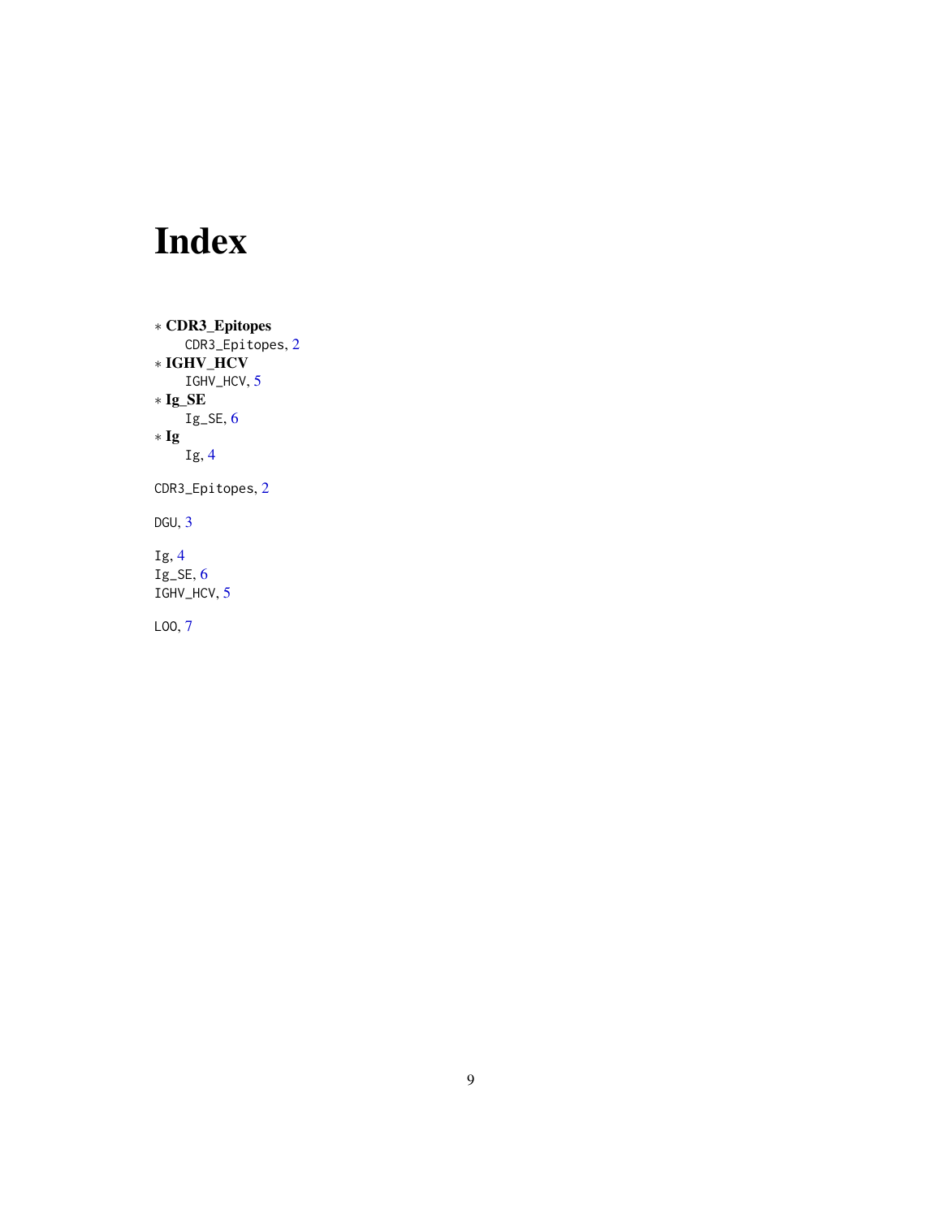# Index

∗ **CDR3_Epitopes**
    CDR3_Epitopes, 2
∗ **IGHV_HCV**
    IGHV_HCV, 5
∗ **Ig_SE**
    Ig_SE, 6
∗ **Ig**
    Ig, 4

CDR3_Epitopes, 2

DGU, 3

Ig, 4
Ig_SE, 6
IGHV_HCV, 5

LOO, 7